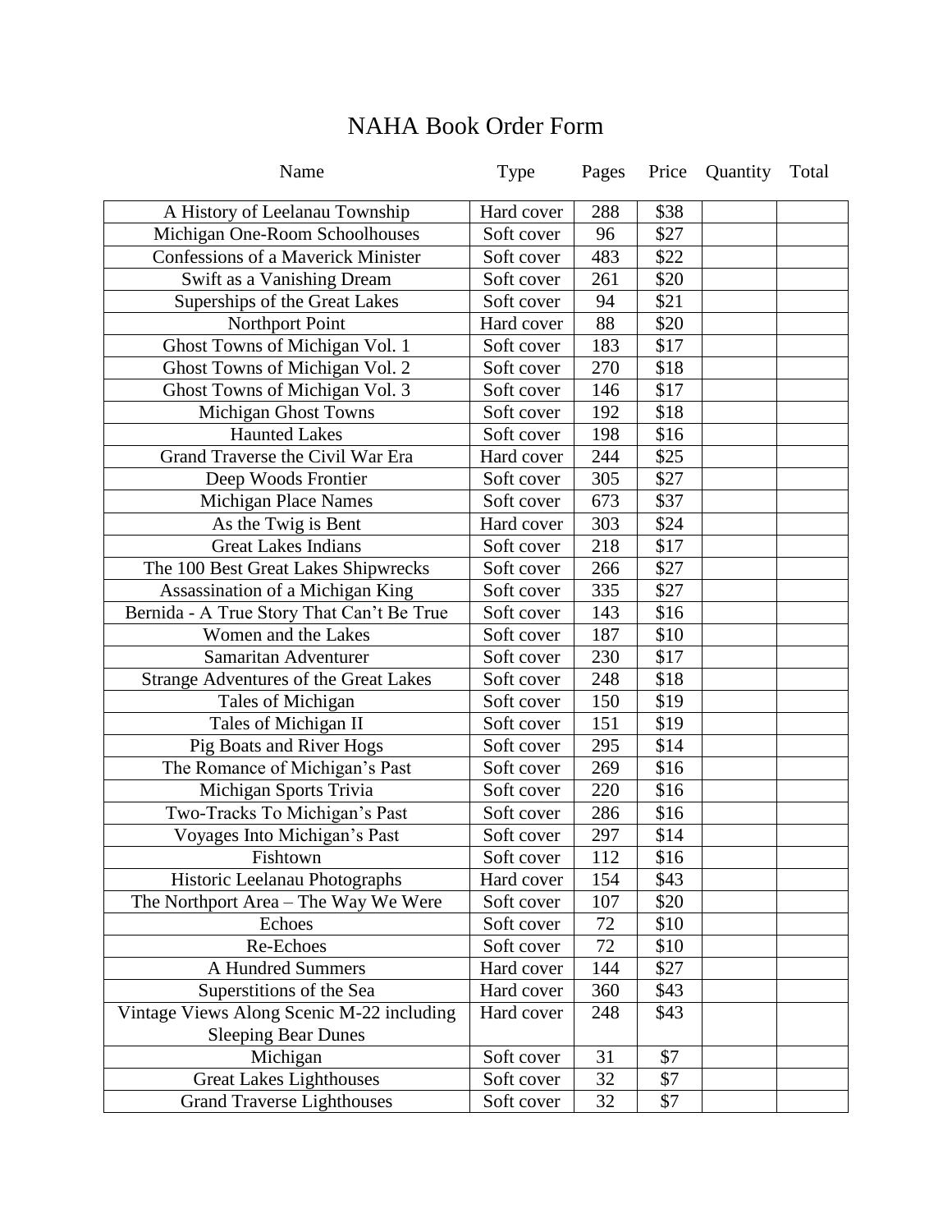# NAHA Book Order Form

| Name | Type | Pages | Price | Quantity | Total |
|---|---|---|---|---|---|
| A History of Leelanau Township | Hard cover | 288 | $38 | | |
| Michigan One-Room Schoolhouses | Soft cover | 96 | $27 | | |
| Confessions of a Maverick Minister | Soft cover | 483 | $22 | | |
| Swift as a Vanishing Dream | Soft cover | 261 | $20 | | |
| Superships of the Great Lakes | Soft cover | 94 | $21 | | |
| Northport Point | Hard cover | 88 | $20 | | |
| Ghost Towns of Michigan Vol. 1 | Soft cover | 183 | $17 | | |
| Ghost Towns of Michigan Vol. 2 | Soft cover | 270 | $18 | | |
| Ghost Towns of Michigan Vol. 3 | Soft cover | 146 | $17 | | |
| Michigan Ghost Towns | Soft cover | 192 | $18 | | |
| Haunted Lakes | Soft cover | 198 | $16 | | |
| Grand Traverse the Civil War Era | Hard cover | 244 | $25 | | |
| Deep Woods Frontier | Soft cover | 305 | $27 | | |
| Michigan Place Names | Soft cover | 673 | $37 | | |
| As the Twig is Bent | Hard cover | 303 | $24 | | |
| Great Lakes Indians | Soft cover | 218 | $17 | | |
| The 100 Best Great Lakes Shipwrecks | Soft cover | 266 | $27 | | |
| Assassination of a Michigan King | Soft cover | 335 | $27 | | |
| Bernida - A True Story That Can't Be True | Soft cover | 143 | $16 | | |
| Women and the Lakes | Soft cover | 187 | $10 | | |
| Samaritan Adventurer | Soft cover | 230 | $17 | | |
| Strange Adventures of the Great Lakes | Soft cover | 248 | $18 | | |
| Tales of Michigan | Soft cover | 150 | $19 | | |
| Tales of Michigan II | Soft cover | 151 | $19 | | |
| Pig Boats and River Hogs | Soft cover | 295 | $14 | | |
| The Romance of Michigan's Past | Soft cover | 269 | $16 | | |
| Michigan Sports Trivia | Soft cover | 220 | $16 | | |
| Two-Tracks To Michigan's Past | Soft cover | 286 | $16 | | |
| Voyages Into Michigan's Past | Soft cover | 297 | $14 | | |
| Fishtown | Soft cover | 112 | $16 | | |
| Historic Leelanau Photographs | Hard cover | 154 | $43 | | |
| The Northport Area – The Way We Were | Soft cover | 107 | $20 | | |
| Echoes | Soft cover | 72 | $10 | | |
| Re-Echoes | Soft cover | 72 | $10 | | |
| A Hundred Summers | Hard cover | 144 | $27 | | |
| Superstitions of the Sea | Hard cover | 360 | $43 | | |
| Vintage Views Along Scenic M-22 including Sleeping Bear Dunes | Hard cover | 248 | $43 | | |
| Michigan | Soft cover | 31 | $7 | | |
| Great Lakes Lighthouses | Soft cover | 32 | $7 | | |
| Grand Traverse Lighthouses | Soft cover | 32 | $7 | | |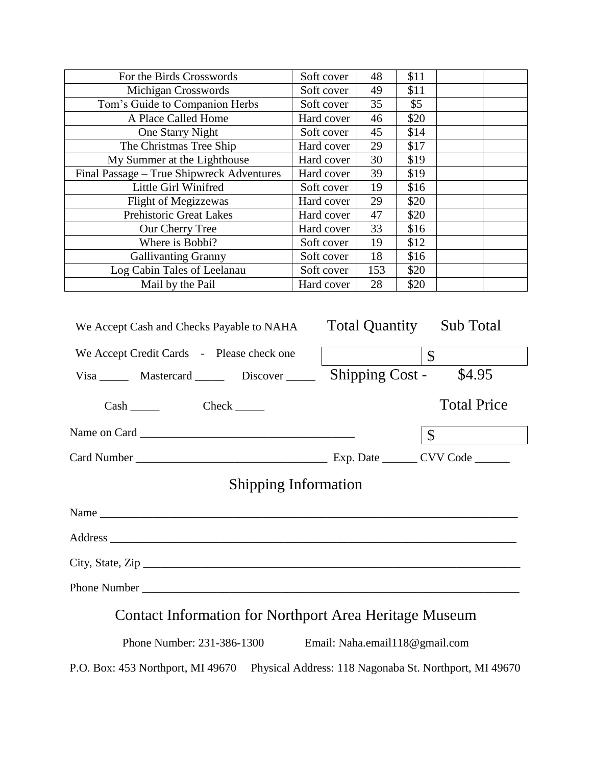| | | | | | |
|---|---|---|---|---|---|
| For the Birds Crosswords | Soft cover | 48 | $11 | | |
| Michigan Crosswords | Soft cover | 49 | $11 | | |
| Tom's Guide to Companion Herbs | Soft cover | 35 | $5 | | |
| A Place Called Home | Hard cover | 46 | $20 | | |
| One Starry Night | Soft cover | 45 | $14 | | |
| The Christmas Tree Ship | Hard cover | 29 | $17 | | |
| My Summer at the Lighthouse | Hard cover | 30 | $19 | | |
| Final Passage – True Shipwreck Adventures | Hard cover | 39 | $19 | | |
| Little Girl Winifred | Soft cover | 19 | $16 | | |
| Flight of Megizzewas | Hard cover | 29 | $20 | | |
| Prehistoric Great Lakes | Hard cover | 47 | $20 | | |
| Our Cherry Tree | Hard cover | 33 | $16 | | |
| Where is Bobbi? | Soft cover | 19 | $12 | | |
| Gallivanting Granny | Soft cover | 18 | $16 | | |
| Log Cabin Tales of Leelanau | Soft cover | 153 | $20 | | |
| Mail by the Pail | Hard cover | 28 | $20 | | |

We Accept Cash and Checks Payable to NAHA

We Accept Credit Cards - Please check one

Visa _____ Mastercard _____ Discover _____

Cash _____ Check _____

Total Quantity ______ Sub Total $ ______

Shipping Cost - $4.95

Total Price $ ______

Name on Card ____________________________________

Card Number ________________________________ Exp. Date ______ CVV Code ______

## Shipping Information

Name ___________________________________________________________________________

Address _________________________________________________________________________

City, State, Zip ____________________________________________________________________

Phone Number ______________________________________________________________________

## Contact Information for Northport Area Heritage Museum

Phone Number: 231-386-1300 Email: Naha.email118@gmail.com

P.O. Box: 453 Northport, MI 49670 Physical Address: 118 Nagonaba St. Northport, MI 49670